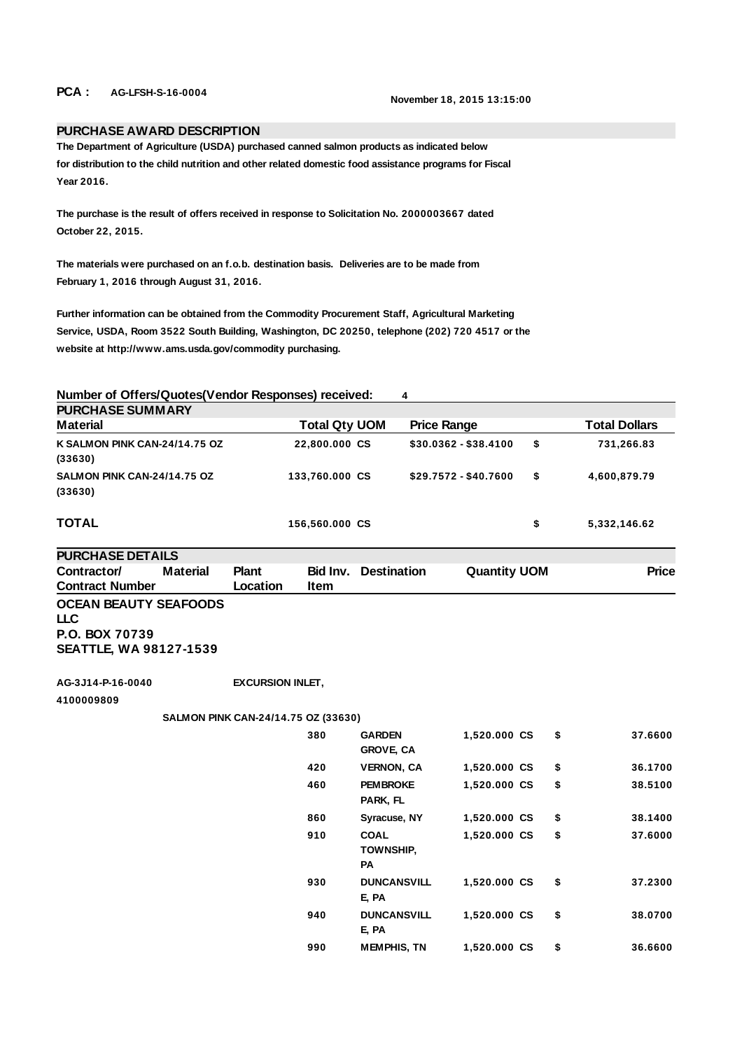**PCA :** AG-LFSH-S-16-0004

November 18, 2015 13:15:00

## PURCHASE AWARD DESCRIPTION

The Department of Agriculture (USDA) purchased canned salmon products as indicated below for distribution to the child nutrition and other related domestic food assistance programs for Fiscal Year 2016.

The purchase is the result of offers received in response to Solicitation No. 2000003667 dated October 22, 2015.

The materials were purchased on an f.o.b. destination basis. Deliveries are to be made from February 1, 2016 through August 31, 2016.

Further information can be obtained from the Commodity Procurement Staff, Agricultural Marketing Service, USDA, Room 3522 South Building, Washington, DC 20250, telephone (202) 720 4517 or the website at http://www.ams.usda.gov/commodity purchasing.

**Number of Offers/Quotes(Vendor Responses) received:** 4

## PURCHASE SUMMARY

| Material | Total Qty UOM | Price Range | | Total Dollars |
|---|---|---|---|---|
| K SALMON PINK CAN-24/14.75 OZ (33630) | 22,800.000 CS | $30.0362 - $38.4100 | $ | 731,266.83 |
| SALMON PINK CAN-24/14.75 OZ (33630) | 133,760.000 CS | $29.7572 - $40.7600 | $ | 4,600,879.79 |
| **TOTAL** | 156,560.000 CS | | $ | 5,332,146.62 |

## PURCHASE DETAILS

| Contractor/ Contract Number | Material | Plant Location | Bid Inv. Item | Destination | Quantity UOM | | Price |
|---|---|---|---|---|---|---|---|
| **OCEAN BEAUTY SEAFOODS LLC P.O. BOX 70739 SEATTLE, WA 98127-1539** | | | | | | | |
| AG-3J14-P-16-0040 4100009809 | | EXCURSION INLET, | | | | | |
| | SALMON PINK CAN-24/14.75 OZ (33630) | | | | | | |
| | | | 380 | GARDEN GROVE, CA | 1,520.000 CS | $ | 37.6600 |
| | | | 420 | VERNON, CA | 1,520.000 CS | $ | 36.1700 |
| | | | 460 | PEMBROKE PARK, FL | 1,520.000 CS | $ | 38.5100 |
| | | | 860 | Syracuse, NY | 1,520.000 CS | $ | 38.1400 |
| | | | 910 | COAL TOWNSHIP, PA | 1,520.000 CS | $ | 37.6000 |
| | | | 930 | DUNCANSVILLE, PA | 1,520.000 CS | $ | 37.2300 |
| | | | 940 | DUNCANSVILLE, PA | 1,520.000 CS | $ | 38.0700 |
| | | | 990 | MEMPHIS, TN | 1,520.000 CS | $ | 36.6600 |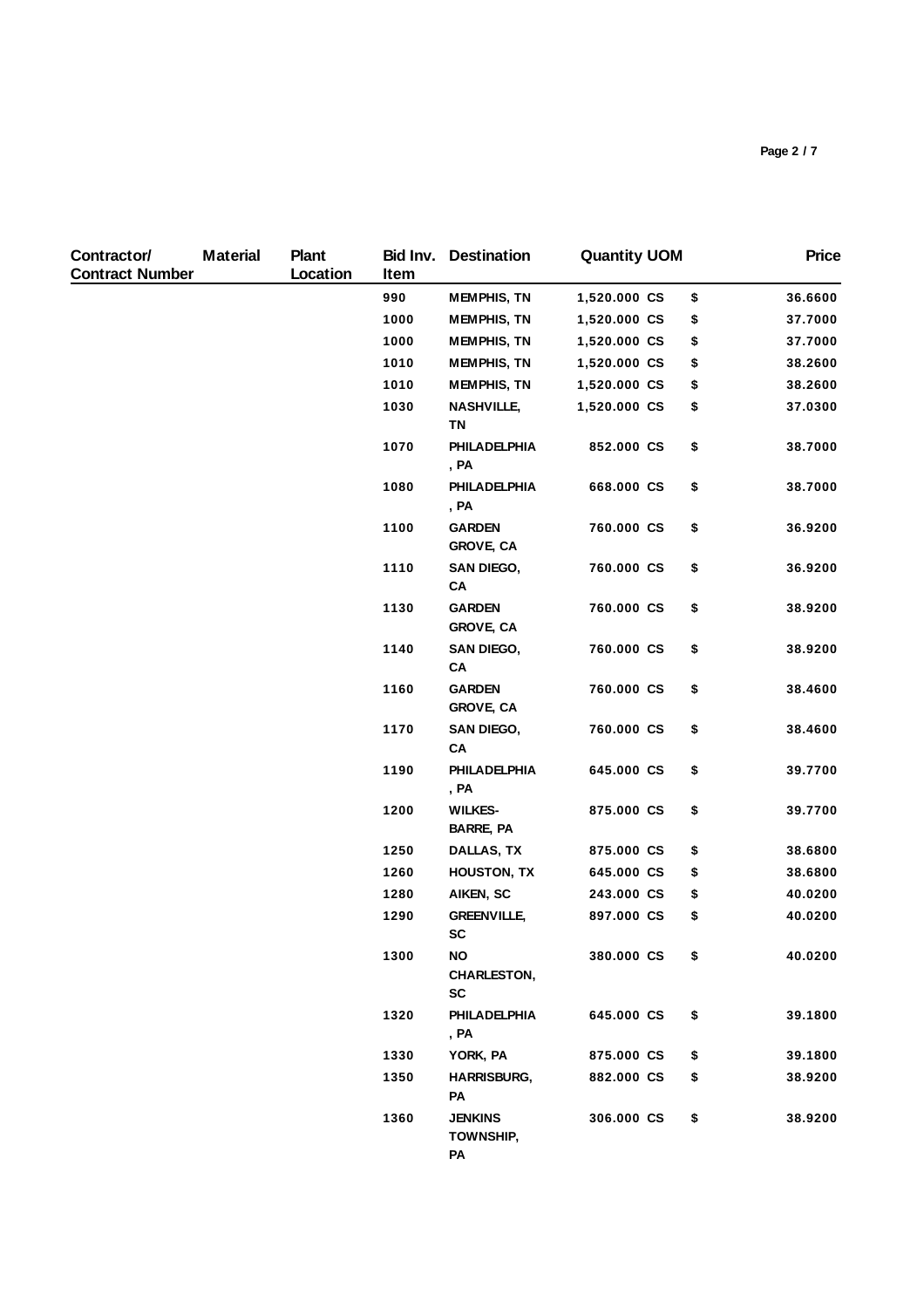| Contractor/ Contract Number | Material | Plant Location | Bid Inv. Item | Destination | Quantity | UOM | | Price |
|---|---|---|---|---|---|---|---|---|
| | | | 990 | MEMPHIS, TN | 1,520.000 | CS | $ | 36.6600 |
| | | | 1000 | MEMPHIS, TN | 1,520.000 | CS | $ | 37.7000 |
| | | | 1000 | MEMPHIS, TN | 1,520.000 | CS | $ | 37.7000 |
| | | | 1010 | MEMPHIS, TN | 1,520.000 | CS | $ | 38.2600 |
| | | | 1010 | MEMPHIS, TN | 1,520.000 | CS | $ | 38.2600 |
| | | | 1030 | NASHVILLE, TN | 1,520.000 | CS | $ | 37.0300 |
| | | | 1070 | PHILADELPHIA, PA | 852.000 | CS | $ | 38.7000 |
| | | | 1080 | PHILADELPHIA, PA | 668.000 | CS | $ | 38.7000 |
| | | | 1100 | GARDEN GROVE, CA | 760.000 | CS | $ | 36.9200 |
| | | | 1110 | SAN DIEGO, CA | 760.000 | CS | $ | 36.9200 |
| | | | 1130 | GARDEN GROVE, CA | 760.000 | CS | $ | 38.9200 |
| | | | 1140 | SAN DIEGO, CA | 760.000 | CS | $ | 38.9200 |
| | | | 1160 | GARDEN GROVE, CA | 760.000 | CS | $ | 38.4600 |
| | | | 1170 | SAN DIEGO, CA | 760.000 | CS | $ | 38.4600 |
| | | | 1190 | PHILADELPHIA, PA | 645.000 | CS | $ | 39.7700 |
| | | | 1200 | WILKES-BARRE, PA | 875.000 | CS | $ | 39.7700 |
| | | | 1250 | DALLAS, TX | 875.000 | CS | $ | 38.6800 |
| | | | 1260 | HOUSTON, TX | 645.000 | CS | $ | 38.6800 |
| | | | 1280 | AIKEN, SC | 243.000 | CS | $ | 40.0200 |
| | | | 1290 | GREENVILLE, SC | 897.000 | CS | $ | 40.0200 |
| | | | 1300 | NO CHARLESTON, SC | 380.000 | CS | $ | 40.0200 |
| | | | 1320 | PHILADELPHIA, PA | 645.000 | CS | $ | 39.1800 |
| | | | 1330 | YORK, PA | 875.000 | CS | $ | 39.1800 |
| | | | 1350 | HARRISBURG, PA | 882.000 | CS | $ | 38.9200 |
| | | | 1360 | JENKINS TOWNSHIP, PA | 306.000 | CS | $ | 38.9200 |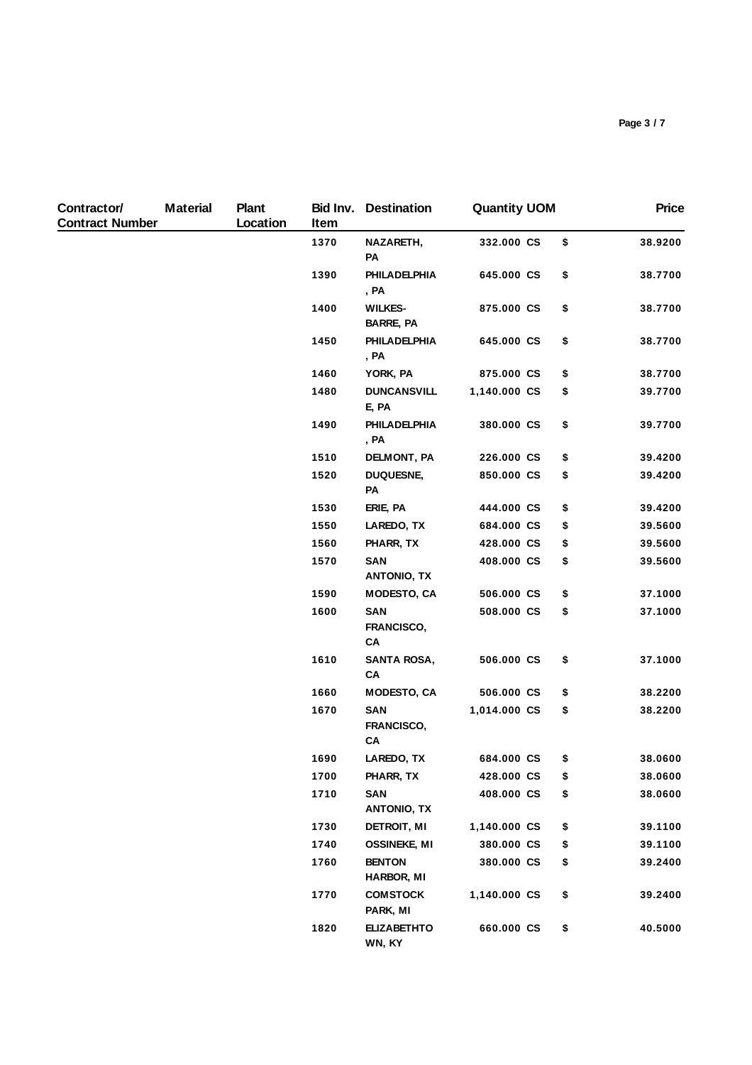| Contractor/ Contract Number | Material | Plant Location | Bid Inv. Item | Destination | Quantity | UOM | | Price |
|---|---|---|---|---|---|---|---|---|
| | | | 1370 | NAZARETH, PA | 332.000 | CS | $ | 38.9200 |
| | | | 1390 | PHILADELPHIA, PA | 645.000 | CS | $ | 38.7700 |
| | | | 1400 | WILKES-BARRE, PA | 875.000 | CS | $ | 38.7700 |
| | | | 1450 | PHILADELPHIA, PA | 645.000 | CS | $ | 38.7700 |
| | | | 1460 | YORK, PA | 875.000 | CS | $ | 38.7700 |
| | | | 1480 | DUNCANSVILLE, PA | 1,140.000 | CS | $ | 39.7700 |
| | | | 1490 | PHILADELPHIA, PA | 380.000 | CS | $ | 39.7700 |
| | | | 1510 | DELMONT, PA | 226.000 | CS | $ | 39.4200 |
| | | | 1520 | DUQUESNE, PA | 850.000 | CS | $ | 39.4200 |
| | | | 1530 | ERIE, PA | 444.000 | CS | $ | 39.4200 |
| | | | 1550 | LAREDO, TX | 684.000 | CS | $ | 39.5600 |
| | | | 1560 | PHARR, TX | 428.000 | CS | $ | 39.5600 |
| | | | 1570 | SAN ANTONIO, TX | 408.000 | CS | $ | 39.5600 |
| | | | 1590 | MODESTO, CA | 506.000 | CS | $ | 37.1000 |
| | | | 1600 | SAN FRANCISCO, CA | 508.000 | CS | $ | 37.1000 |
| | | | 1610 | SANTA ROSA, CA | 506.000 | CS | $ | 37.1000 |
| | | | 1660 | MODESTO, CA | 506.000 | CS | $ | 38.2200 |
| | | | 1670 | SAN FRANCISCO, CA | 1,014.000 | CS | $ | 38.2200 |
| | | | 1690 | LAREDO, TX | 684.000 | CS | $ | 38.0600 |
| | | | 1700 | PHARR, TX | 428.000 | CS | $ | 38.0600 |
| | | | 1710 | SAN ANTONIO, TX | 408.000 | CS | $ | 38.0600 |
| | | | 1730 | DETROIT, MI | 1,140.000 | CS | $ | 39.1100 |
| | | | 1740 | OSSINEKE, MI | 380.000 | CS | $ | 39.1100 |
| | | | 1760 | BENTON HARBOR, MI | 380.000 | CS | $ | 39.2400 |
| | | | 1770 | COMSTOCK PARK, MI | 1,140.000 | CS | $ | 39.2400 |
| | | | 1820 | ELIZABETHTOWN, KY | 660.000 | CS | $ | 40.5000 |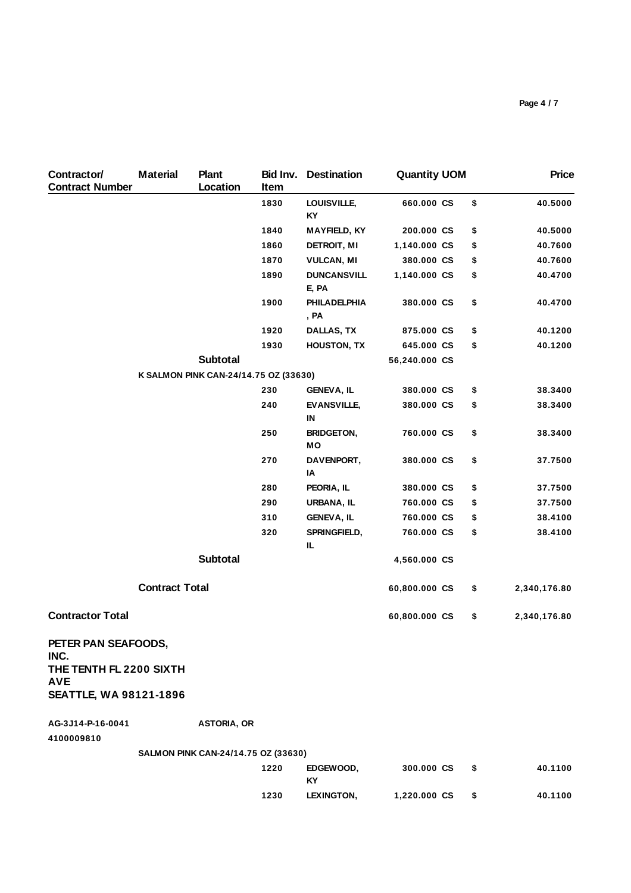| Contractor/ Contract Number | Material | Plant Location | Bid Inv. Item | Destination | Quantity | UOM | | Price |
|---|---|---|---|---|---|---|---|---|
| | | | 1830 | LOUISVILLE, KY | 660.000 | CS | $ | 40.5000 |
| | | | 1840 | MAYFIELD, KY | 200.000 | CS | $ | 40.5000 |
| | | | 1860 | DETROIT, MI | 1,140.000 | CS | $ | 40.7600 |
| | | | 1870 | VULCAN, MI | 380.000 | CS | $ | 40.7600 |
| | | | 1890 | DUNCANSVILLE, PA | 1,140.000 | CS | $ | 40.4700 |
| | | | 1900 | PHILADELPHIA, PA | 380.000 | CS | $ | 40.4700 |
| | | | 1920 | DALLAS, TX | 875.000 | CS | $ | 40.1200 |
| | | | 1930 | HOUSTON, TX | 645.000 | CS | $ | 40.1200 |
| | | **Subtotal** | | | 56,240.000 | CS | | |
| | **K SALMON PINK CAN-24/14.75 OZ (33630)** | | | | | | | |
| | | | 230 | GENEVA, IL | 380.000 | CS | $ | 38.3400 |
| | | | 240 | EVANSVILLE, IN | 380.000 | CS | $ | 38.3400 |
| | | | 250 | BRIDGETON, MO | 760.000 | CS | $ | 38.3400 |
| | | | 270 | DAVENPORT, IA | 380.000 | CS | $ | 37.7500 |
| | | | 280 | PEORIA, IL | 380.000 | CS | $ | 37.7500 |
| | | | 290 | URBANA, IL | 760.000 | CS | $ | 37.7500 |
| | | | 310 | GENEVA, IL | 760.000 | CS | $ | 38.4100 |
| | | | 320 | SPRINGFIELD, IL | 760.000 | CS | $ | 38.4100 |
| | | **Subtotal** | | | 4,560.000 | CS | | |
| | **Contract Total** | | | | 60,800.000 | CS | $ | 2,340,176.80 |
| **Contractor Total** | | | | | 60,800.000 | CS | $ | 2,340,176.80 |

**PETER PAN SEAFOODS, INC.**
**THE TENTH FL 2200 SIXTH AVE**
**SEATTLE, WA 98121-1896**

| Contractor/ Contract Number | Material | Plant Location | Bid Inv. Item | Destination | Quantity | UOM | | Price |
|---|---|---|---|---|---|---|---|---|
| AG-3J14-P-16-0041 | | ASTORIA, OR | | | | | | |
| 4100009810 | | | | | | | | |
| | **SALMON PINK CAN-24/14.75 OZ (33630)** | | | | | | | |
| | | | 1220 | EDGEWOOD, KY | 300.000 | CS | $ | 40.1100 |
| | | | 1230 | LEXINGTON, | 1,220.000 | CS | $ | 40.1100 |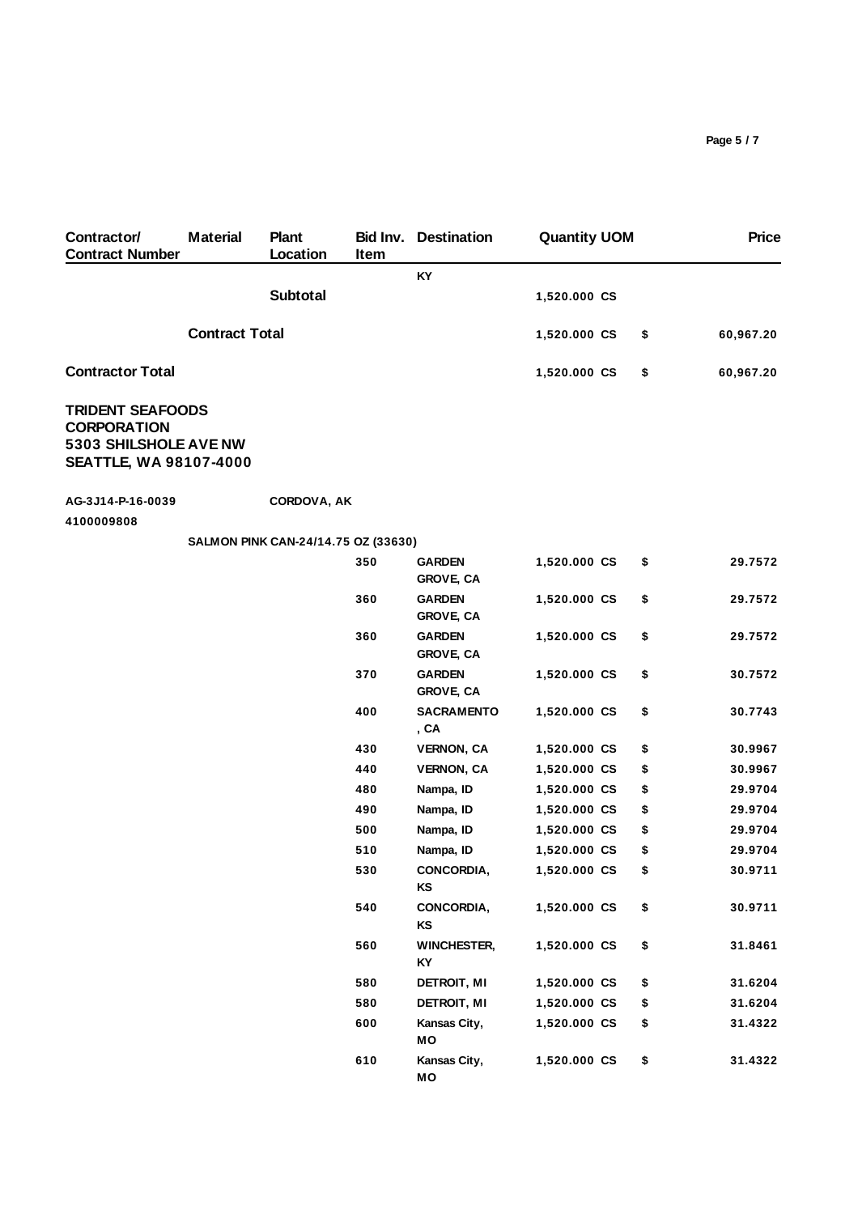| Contractor/ Contract Number | Material | Plant Location | Bid Inv. Item | Destination | Quantity | UOM | | Price |
|---|---|---|---|---|---|---|---|---|
| | | | | KY | | | | |
| | | **Subtotal** | | | 1,520.000 | CS | | |
| | **Contract Total** | | | | 1,520.000 | CS | $ | 60,967.20 |
| **Contractor Total** | | | | | 1,520.000 | CS | $ | 60,967.20 |
| **TRIDENT SEAFOODS CORPORATION 5303 SHILSHOLE AVE NW SEATTLE, WA 98107-4000** | | | | | | | | |
| AG-3J14-P-16-0039 4100009808 | | CORDOVA, AK | | | | | | |
| | SALMON PINK CAN-24/14.75 OZ (33630) | | | | | | | |
| | | | 350 | GARDEN GROVE, CA | 1,520.000 | CS | $ | 29.7572 |
| | | | 360 | GARDEN GROVE, CA | 1,520.000 | CS | $ | 29.7572 |
| | | | 360 | GARDEN GROVE, CA | 1,520.000 | CS | $ | 29.7572 |
| | | | 370 | GARDEN GROVE, CA | 1,520.000 | CS | $ | 30.7572 |
| | | | 400 | SACRAMENTO, CA | 1,520.000 | CS | $ | 30.7743 |
| | | | 430 | VERNON, CA | 1,520.000 | CS | $ | 30.9967 |
| | | | 440 | VERNON, CA | 1,520.000 | CS | $ | 30.9967 |
| | | | 480 | Nampa, ID | 1,520.000 | CS | $ | 29.9704 |
| | | | 490 | Nampa, ID | 1,520.000 | CS | $ | 29.9704 |
| | | | 500 | Nampa, ID | 1,520.000 | CS | $ | 29.9704 |
| | | | 510 | Nampa, ID | 1,520.000 | CS | $ | 29.9704 |
| | | | 530 | CONCORDIA, KS | 1,520.000 | CS | $ | 30.9711 |
| | | | 540 | CONCORDIA, KS | 1,520.000 | CS | $ | 30.9711 |
| | | | 560 | WINCHESTER, KY | 1,520.000 | CS | $ | 31.8461 |
| | | | 580 | DETROIT, MI | 1,520.000 | CS | $ | 31.6204 |
| | | | 580 | DETROIT, MI | 1,520.000 | CS | $ | 31.6204 |
| | | | 600 | Kansas City, MO | 1,520.000 | CS | $ | 31.4322 |
| | | | 610 | Kansas City, MO | 1,520.000 | CS | $ | 31.4322 |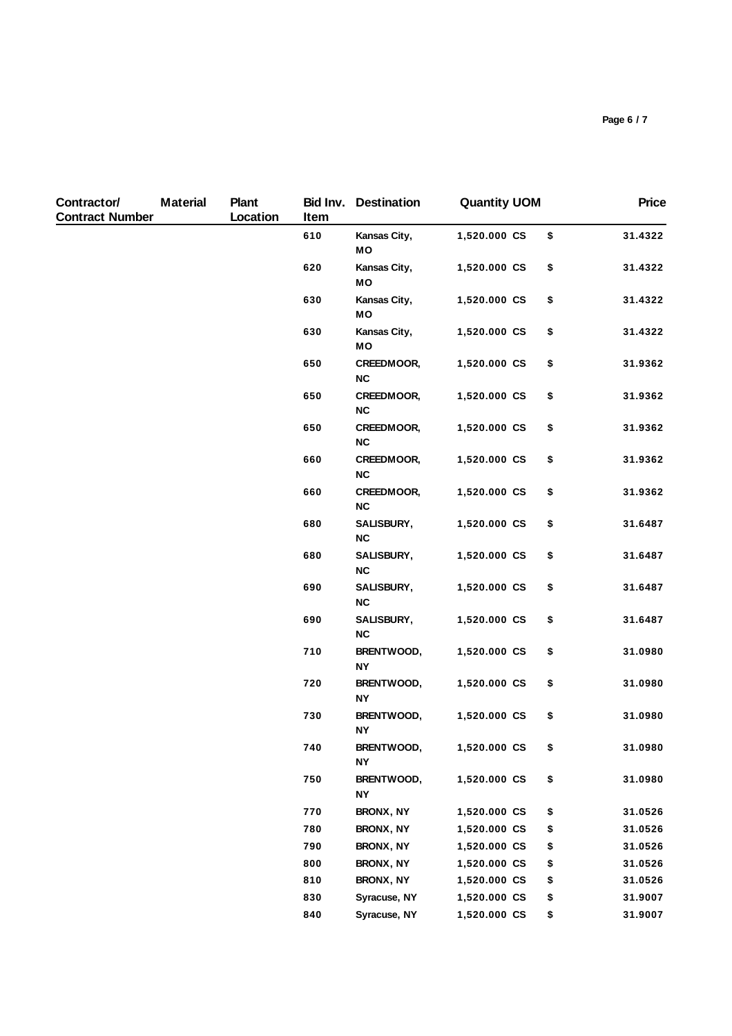| Contractor/ Contract Number | Material | Plant Location | Bid Inv. Item | Destination | Quantity | UOM | | Price |
|---|---|---|---|---|---|---|---|---|
| | | | 610 | Kansas City, MO | 1,520.000 | CS | $ | 31.4322 |
| | | | 620 | Kansas City, MO | 1,520.000 | CS | $ | 31.4322 |
| | | | 630 | Kansas City, MO | 1,520.000 | CS | $ | 31.4322 |
| | | | 630 | Kansas City, MO | 1,520.000 | CS | $ | 31.4322 |
| | | | 650 | CREEDMOOR, NC | 1,520.000 | CS | $ | 31.9362 |
| | | | 650 | CREEDMOOR, NC | 1,520.000 | CS | $ | 31.9362 |
| | | | 650 | CREEDMOOR, NC | 1,520.000 | CS | $ | 31.9362 |
| | | | 660 | CREEDMOOR, NC | 1,520.000 | CS | $ | 31.9362 |
| | | | 660 | CREEDMOOR, NC | 1,520.000 | CS | $ | 31.9362 |
| | | | 680 | SALISBURY, NC | 1,520.000 | CS | $ | 31.6487 |
| | | | 680 | SALISBURY, NC | 1,520.000 | CS | $ | 31.6487 |
| | | | 690 | SALISBURY, NC | 1,520.000 | CS | $ | 31.6487 |
| | | | 690 | SALISBURY, NC | 1,520.000 | CS | $ | 31.6487 |
| | | | 710 | BRENTWOOD, NY | 1,520.000 | CS | $ | 31.0980 |
| | | | 720 | BRENTWOOD, NY | 1,520.000 | CS | $ | 31.0980 |
| | | | 730 | BRENTWOOD, NY | 1,520.000 | CS | $ | 31.0980 |
| | | | 740 | BRENTWOOD, NY | 1,520.000 | CS | $ | 31.0980 |
| | | | 750 | BRENTWOOD, NY | 1,520.000 | CS | $ | 31.0980 |
| | | | 770 | BRONX, NY | 1,520.000 | CS | $ | 31.0526 |
| | | | 780 | BRONX, NY | 1,520.000 | CS | $ | 31.0526 |
| | | | 790 | BRONX, NY | 1,520.000 | CS | $ | 31.0526 |
| | | | 800 | BRONX, NY | 1,520.000 | CS | $ | 31.0526 |
| | | | 810 | BRONX, NY | 1,520.000 | CS | $ | 31.0526 |
| | | | 830 | Syracuse, NY | 1,520.000 | CS | $ | 31.9007 |
| | | | 840 | Syracuse, NY | 1,520.000 | CS | $ | 31.9007 |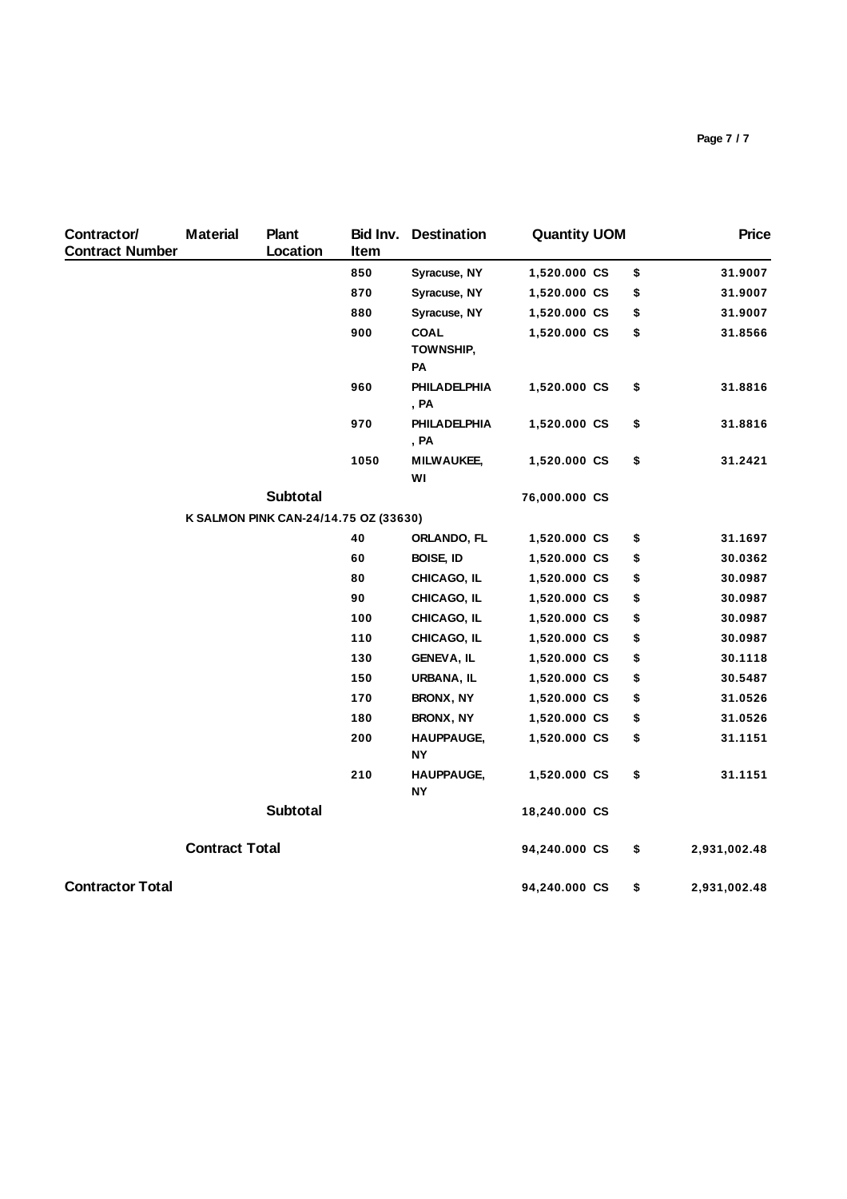| Contractor/ Contract Number | Material | Plant Location | Bid Inv. Item | Destination | Quantity | UOM | | Price |
|---|---|---|---|---|---|---|---|---|
| | | | 850 | Syracuse, NY | 1,520.000 | CS | $ | 31.9007 |
| | | | 870 | Syracuse, NY | 1,520.000 | CS | $ | 31.9007 |
| | | | 880 | Syracuse, NY | 1,520.000 | CS | $ | 31.9007 |
| | | | 900 | COAL TOWNSHIP, PA | 1,520.000 | CS | $ | 31.8566 |
| | | | 960 | PHILADELPHIA, PA | 1,520.000 | CS | $ | 31.8816 |
| | | | 970 | PHILADELPHIA, PA | 1,520.000 | CS | $ | 31.8816 |
| | | | 1050 | MILWAUKEE, WI | 1,520.000 | CS | $ | 31.2421 |
| | | **Subtotal** | | | 76,000.000 | CS | | |
| | K SALMON PINK CAN-24/14.75 OZ (33630) | | | | | | | |
| | | | 40 | ORLANDO, FL | 1,520.000 | CS | $ | 31.1697 |
| | | | 60 | BOISE, ID | 1,520.000 | CS | $ | 30.0362 |
| | | | 80 | CHICAGO, IL | 1,520.000 | CS | $ | 30.0987 |
| | | | 90 | CHICAGO, IL | 1,520.000 | CS | $ | 30.0987 |
| | | | 100 | CHICAGO, IL | 1,520.000 | CS | $ | 30.0987 |
| | | | 110 | CHICAGO, IL | 1,520.000 | CS | $ | 30.0987 |
| | | | 130 | GENEVA, IL | 1,520.000 | CS | $ | 30.1118 |
| | | | 150 | URBANA, IL | 1,520.000 | CS | $ | 30.5487 |
| | | | 170 | BRONX, NY | 1,520.000 | CS | $ | 31.0526 |
| | | | 180 | BRONX, NY | 1,520.000 | CS | $ | 31.0526 |
| | | | 200 | HAUPPAUGE, NY | 1,520.000 | CS | $ | 31.1151 |
| | | | 210 | HAUPPAUGE, NY | 1,520.000 | CS | $ | 31.1151 |
| | | **Subtotal** | | | 18,240.000 | CS | | |
| | **Contract Total** | | | | 94,240.000 | CS | $ | 2,931,002.48 |
| **Contractor Total** | | | | | 94,240.000 | CS | $ | 2,931,002.48 |